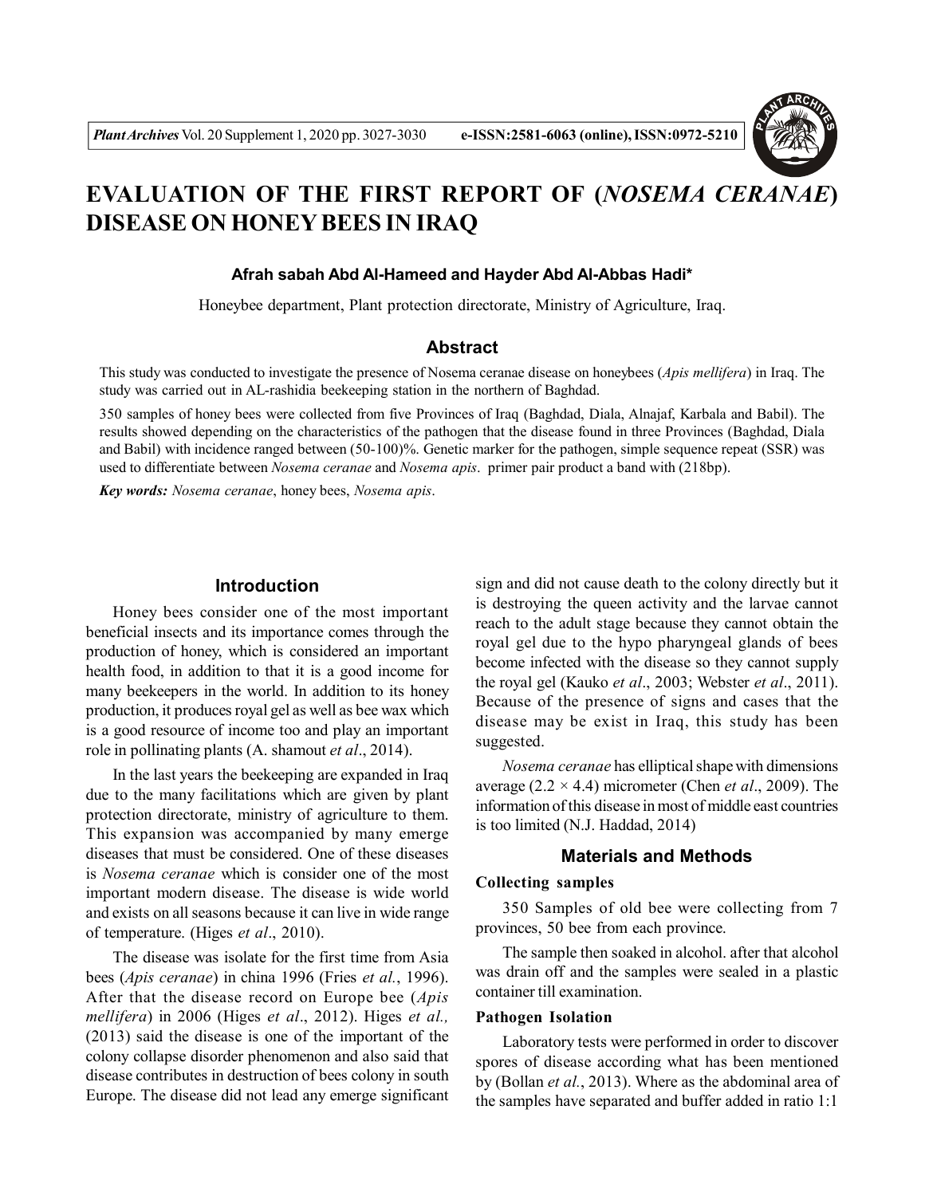# EVALUATION OF THE FIRST REPORT OF (*NOSEMA CERANAE*) DISEASE ON HONEY BEES IN IRAQ

**Afrah sabah Abd Al-Hameed and Hayder Abd Al-Abbas Hadi***

Honeybee department, Plant protection directorate, Ministry of Agriculture, Iraq.

## Abstract

This study was conducted to investigate the presence of Nosema ceranae disease on honeybees (*Apis mellifera*) in Iraq. The study was carried out in AL-rashidia beekeeping station in the northern of Baghdad.

350 samples of honey bees were collected from five Provinces of Iraq (Baghdad, Diala, Alnajaf, Karbala and Babil). The results showed depending on the characteristics of the pathogen that the disease found in three Provinces (Baghdad, Diala and Babil) with incidence ranged between (50-100)%. Genetic marker for the pathogen, simple sequence repeat (SSR) was used to differentiate between *Nosema ceranae* and *Nosema apis*. primer pair product a band with (218bp).

***Key words:*** *Nosema ceranae*, honey bees, *Nosema apis*.

## Introduction

Honey bees consider one of the most important beneficial insects and its importance comes through the production of honey, which is considered an important health food, in addition to that it is a good income for many beekeepers in the world. In addition to its honey production, it produces royal gel as well as bee wax which is a good resource of income too and play an important role in pollinating plants (A. shamout *et al*., 2014).

In the last years the beekeeping are expanded in Iraq due to the many facilitations which are given by plant protection directorate, ministry of agriculture to them. This expansion was accompanied by many emerge diseases that must be considered. One of these diseases is *Nosema ceranae* which is consider one of the most important modern disease. The disease is wide world and exists on all seasons because it can live in wide range of temperature. (Higes *et al*., 2010).

The disease was isolate for the first time from Asia bees (*Apis ceranae*) in china 1996 (Fries *et al.*, 1996). After that the disease record on Europe bee (*Apis mellifera*) in 2006 (Higes *et al*., 2012). Higes *et al.,* (2013) said the disease is one of the important of the colony collapse disorder phenomenon and also said that disease contributes in destruction of bees colony in south Europe. The disease did not lead any emerge significant sign and did not cause death to the colony directly but it is destroying the queen activity and the larvae cannot reach to the adult stage because they cannot obtain the royal gel due to the hypo pharyngeal glands of bees become infected with the disease so they cannot supply the royal gel (Kauko *et al*., 2003; Webster *et al*., 2011). Because of the presence of signs and cases that the disease may be exist in Iraq, this study has been suggested.

*Nosema ceranae* has elliptical shape with dimensions average ($2.2 \times 4.4$) micrometer (Chen *et al*., 2009). The information of this disease in most of middle east countries is too limited (N.J. Haddad, 2014)

## Materials and Methods

### Collecting samples

350 Samples of old bee were collecting from 7 provinces, 50 bee from each province.

The sample then soaked in alcohol. after that alcohol was drain off and the samples were sealed in a plastic container till examination.

### Pathogen Isolation

Laboratory tests were performed in order to discover spores of disease according what has been mentioned by (Bollan *et al.*, 2013). Where as the abdominal area of the samples have separated and buffer added in ratio 1:1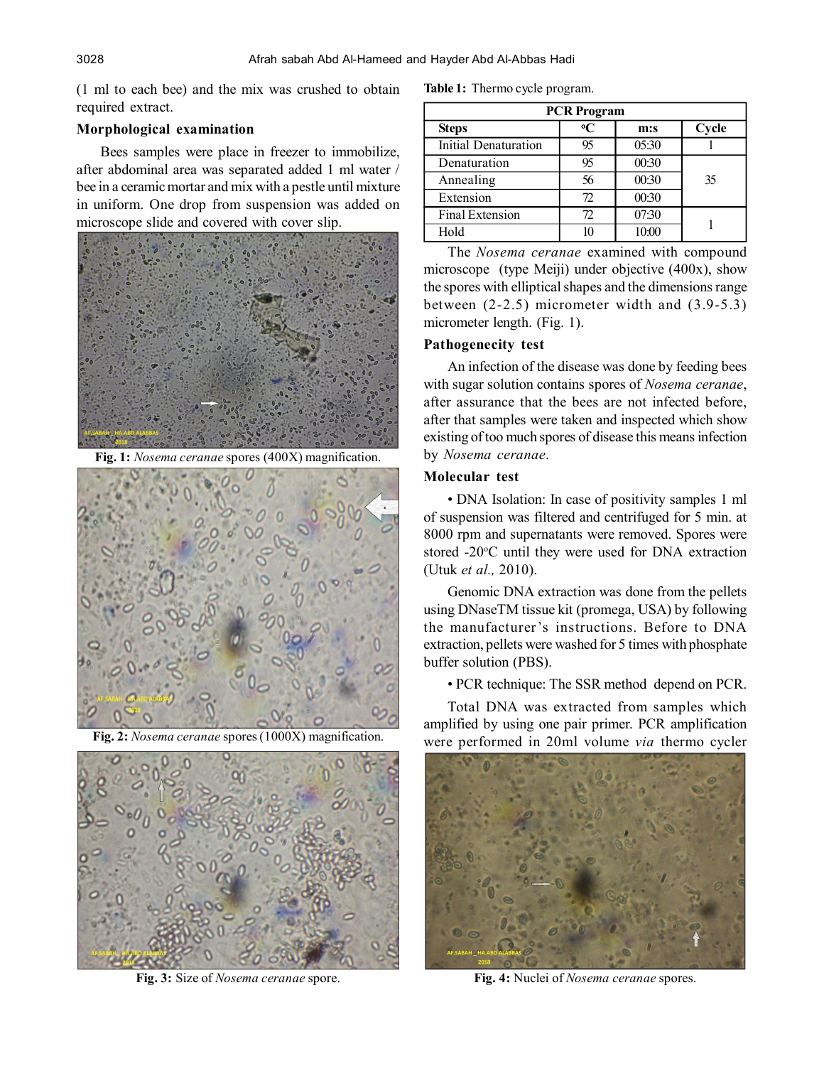(1 ml to each bee) and the mix was crushed to obtain required extract.

### Morphological examination

Bees samples were place in freezer to immobilize, after abdominal area was separated added 1 ml water / bee in a ceramic mortar and mix with a pestle until mixture in uniform. One drop from suspension was added on microscope slide and covered with cover slip.

**Fig. 1:** *Nosema ceranae* spores (400X) magnification.

**Fig. 2:** *Nosema ceranae* spores (1000X) magnification.

**Fig. 3:** Size of *Nosema ceranae* spore.

**Table 1:** Thermo cycle program.

| PCR Program | | | |
|---|---|---|---|
| Steps | °C | m:s | Cycle |
| Initial Denaturation | 95 | 05:30 | 1 |
| Denaturation | 95 | 00:30 | 35 |
| Annealing | 56 | 00:30 | |
| Extension | 72 | 00:30 | |
| Final Extension | 72 | 07:30 | 1 |
| Hold | 10 | 10:00 | |

The *Nosema ceranae* examined with compound microscope (type Meiji) under objective (400x), show the spores with elliptical shapes and the dimensions range between (2-2.5) micrometer width and (3.9-5.3) micrometer length. (Fig. 1).

### Pathogenecity test

An infection of the disease was done by feeding bees with sugar solution contains spores of *Nosema ceranae*, after assurance that the bees are not infected before, after that samples were taken and inspected which show existing of too much spores of disease this means infection by *Nosema ceranae*.

### Molecular test

- DNA Isolation: In case of positivity samples 1 ml of suspension was filtered and centrifuged for 5 min. at 8000 rpm and supernatants were removed. Spores were stored -20°C until they were used for DNA extraction (Utuk *et al.,* 2010).

Genomic DNA extraction was done from the pellets using DNaseTM tissue kit (promega, USA) by following the manufacturer's instructions. Before to DNA extraction, pellets were washed for 5 times with phosphate buffer solution (PBS).

- PCR technique: The SSR method depend on PCR.

Total DNA was extracted from samples which amplified by using one pair primer. PCR amplification were performed in 20ml volume *via* thermo cycler

**Fig. 4:** Nuclei of *Nosema ceranae* spores.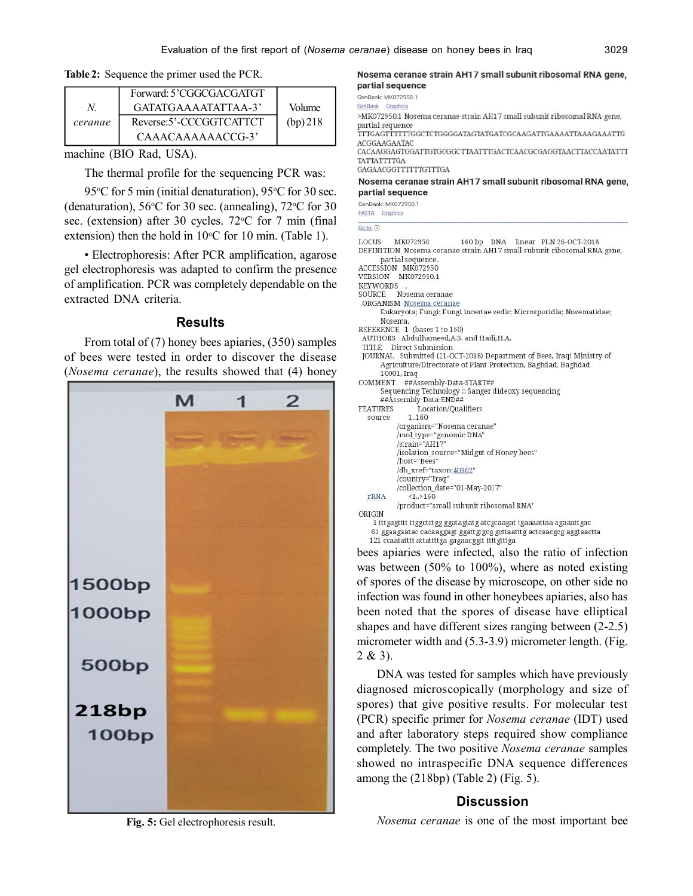**Table 2:** Sequence the primer used the PCR.

| | | |
|---|---|---|
| *N. ceranae* | Forward: 5'CGGCGACGATGT GATATGAAAATATTAA-3' | Volume (bp) 218 |
| | Reverse:5'-CCCGGTCATTCT CAAACAAAAAAACCG-3' | |

machine (BIO Rad, USA).

The thermal profile for the sequencing PCR was:

95°C for 5 min (initial denaturation), 95°C for 30 sec. (denaturation), 56°C for 30 sec. (annealing), 72°C for 30 sec. (extension) after 30 cycles. 72°C for 7 min (final extension) then the hold in 10°C for 10 min. (Table 1).

• Electrophoresis: After PCR amplification, agarose gel electrophoresis was adapted to confirm the presence of amplification. PCR was completely dependable on the extracted DNA criteria.

## Results

From total of (7) honey bees apiaries, (350) samples of bees were tested in order to discover the disease (*Nosema ceranae*), the results showed that (4) honey bees apiaries were infected, also the ratio of infection was between (50% to 100%), where as noted existing of spores of the disease by microscope, on other side no infection was found in other honeybees apiaries, also has been noted that the spores of disease have elliptical shapes and have different sizes ranging between (2-2.5) micrometer width and (5.3-3.9) micrometer length. (Fig. 2 & 3).

**Fig. 5:** Gel electrophoresis result.

**Nosema ceranae strain AH17 small subunit ribosomal RNA gene, partial sequence**

GenBank: MK072950.1

GenBank Graphics

>MK072950.1 Nosema ceranae strain AH17 small subunit ribosomal RNA gene, partial sequence
TTTGAGTTTTTTGGCTCTGGGGATAGTATGATCGCAAGATTGAAAATTAAAGAAATTG ACGGAAGAATAC
CACAAGGAGTGGATTGTGCGGCTTAATTTGACTCAACGCGAGGTAACTTACCAATATTT TATTATTTTGA
GAGAACGGTTTTTTGTTTGA

**Nosema ceranae strain AH17 small subunit ribosomal RNA gene, partial sequence**

GenBank: MK072950.1

FASTA Graphics

Go to:

```
LOCUS       MK072950        160 bp    DNA     linear   PLN 26-OCT-2018
DEFINITION  Nosema ceranae strain AH17 small subunit ribosomal RNA gene,
            partial sequence.
ACCESSION   MK072950
VERSION     MK072950.1
KEYWORDS    .
SOURCE      Nosema ceranae
  ORGANISM  Nosema ceranae
            Eukaryota; Fungi; Fungi incertae sedis; Microsporidia; Nosematidae;
            Nosema.
REFERENCE   1  (bases 1 to 160)
  AUTHORS   Abdulhameed,A.S. and Hadi,H.A.
  TITLE     Direct Submission
  JOURNAL   Submitted (21-OCT-2018) Department of Bees, Iraqi Ministry of
            Agriculture/Directorate of Plant Protection, Baghdad, Baghdad
            10001, Iraq
COMMENT     ##Assembly-Data-START##
            Sequencing Technology :: Sanger dideoxy sequencing
            ##Assembly-Data-END##
FEATURES             Location/Qualifiers
     source          1..160
                     /organism="Nosema ceranae"
                     /mol_type="genomic DNA"
                     /strain="AH17"
                     /isolation_source="Midgut of Honey bees"
                     /host="Bees"
                     /db_xref="taxon:40302"
                     /country="Iraq"
                     /collection_date="01-May-2017"
     rRNA            <1..>160
                     /product="small subunit ribosomal RNA"
ORIGIN
        1 tttgagtttt ttggctctgg ggatagtatg atcgcaagat tgaaaattaa agaaattgac
       61 ggaagaatac cacaaggagt ggattgtgcg gcttaatttg actcaacgcg aggtaactta
      121 ccaatatttt attattttga gagaacggtt ttttgtttga
```

DNA was tested for samples which have previously diagnosed microscopically (morphology and size of spores) that give positive results. For molecular test (PCR) specific primer for *Nosema ceranae* (IDT) used and after laboratory steps required show compliance completely. The two positive *Nosema ceranae* samples showed no intraspecific DNA sequence differences among the (218bp) (Table 2) (Fig. 5).

## Discussion

*Nosema ceranae* is one of the most important bee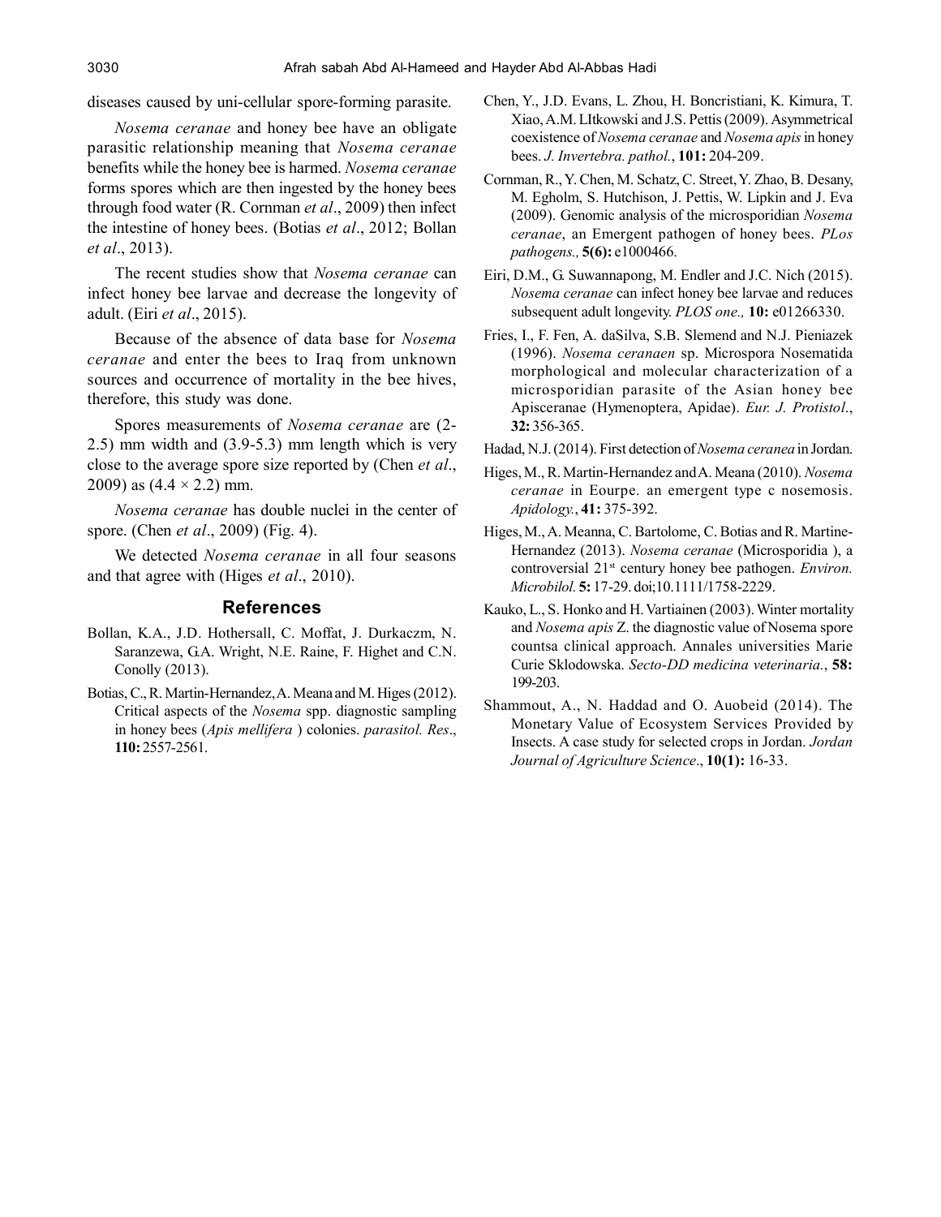diseases caused by uni-cellular spore-forming parasite.

*Nosema ceranae* and honey bee have an obligate parasitic relationship meaning that *Nosema ceranae* benefits while the honey bee is harmed. *Nosema ceranae* forms spores which are then ingested by the honey bees through food water (R. Cornman *et al*., 2009) then infect the intestine of honey bees. (Botias *et al*., 2012; Bollan *et al*., 2013).

The recent studies show that *Nosema ceranae* can infect honey bee larvae and decrease the longevity of adult. (Eiri *et al*., 2015).

Because of the absence of data base for *Nosema ceranae* and enter the bees to Iraq from unknown sources and occurrence of mortality in the bee hives, therefore, this study was done.

Spores measurements of *Nosema ceranae* are (2-2.5) mm width and (3.9-5.3) mm length which is very close to the average spore size reported by (Chen *et al*., 2009) as (4.4 × 2.2) mm.

*Nosema ceranae* has double nuclei in the center of spore. (Chen *et al*., 2009) (Fig. 4).

We detected *Nosema ceranae* in all four seasons and that agree with (Higes *et al*., 2010).

## References

Bollan, K.A., J.D. Hothersall, C. Moffat, J. Durkaczm, N. Saranzewa, G.A. Wright, N.E. Raine, F. Highet and C.N. Conolly (2013).

Botias, C., R. Martin-Hernandez, A. Meana and M. Higes (2012). Critical aspects of the *Nosema* spp. diagnostic sampling in honey bees (*Apis mellifera* ) colonies. *parasitol. Res*., **110:** 2557-2561.

Chen, Y., J.D. Evans, L. Zhou, H. Boncristiani, K. Kimura, T. Xiao, A.M. LItkowski and J.S. Pettis (2009). Asymmetrical coexistence of *Nosema ceranae* and *Nosema apis* in honey bees. *J. Invertebra. pathol.*, **101:** 204-209.

Cornman, R., Y. Chen, M. Schatz, C. Street, Y. Zhao, B. Desany, M. Egholm, S. Hutchison, J. Pettis, W. Lipkin and J. Eva (2009). Genomic analysis of the microsporidian *Nosema ceranae*, an Emergent pathogen of honey bees. *PLos pathogens.,* **5(6):** e1000466.

Eiri, D.M., G. Suwannapong, M. Endler and J.C. Nich (2015). *Nosema ceranae* can infect honey bee larvae and reduces subsequent adult longevity. *PLOS one.,* **10:** e01266330.

Fries, I., F. Fen, A. daSilva, S.B. Slemend and N.J. Pieniazek (1996). *Nosema ceranaen* sp. Microspora Nosematida morphological and molecular characterization of a microsporidian parasite of the Asian honey bee Apisceranae (Hymenoptera, Apidae). *Eur. J. Protistol*., **32:** 356-365.

Hadad, N.J. (2014). First detection of *Nosema ceranea* in Jordan.

Higes, M., R. Martin-Hernandez and A. Meana (2010). *Nosema ceranae* in Eourpe. an emergent type c nosemosis. *Apidology.*, **41:** 375-392.

Higes, M., A. Meanna, C. Bartolome, C. Botias and R. Martine-Hernandez (2013). *Nosema ceranae* (Microsporidia ), a controversial 21st century honey bee pathogen. *Environ. Microbilol.* **5:** 17-29. doi;10.1111/1758-2229.

Kauko, L., S. Honko and H. Vartiainen (2003). Winter mortality and *Nosema apis* Z. the diagnostic value of Nosema spore countsa clinical approach. Annales universities Marie Curie Sklodowska. *Secto-DD medicina veterinaria.*, **58:** 199-203.

Shammout, A., N. Haddad and O. Auobeid (2014). The Monetary Value of Ecosystem Services Provided by Insects. A case study for selected crops in Jordan. *Jordan Journal of Agriculture Science*., **10(1):** 16-33.